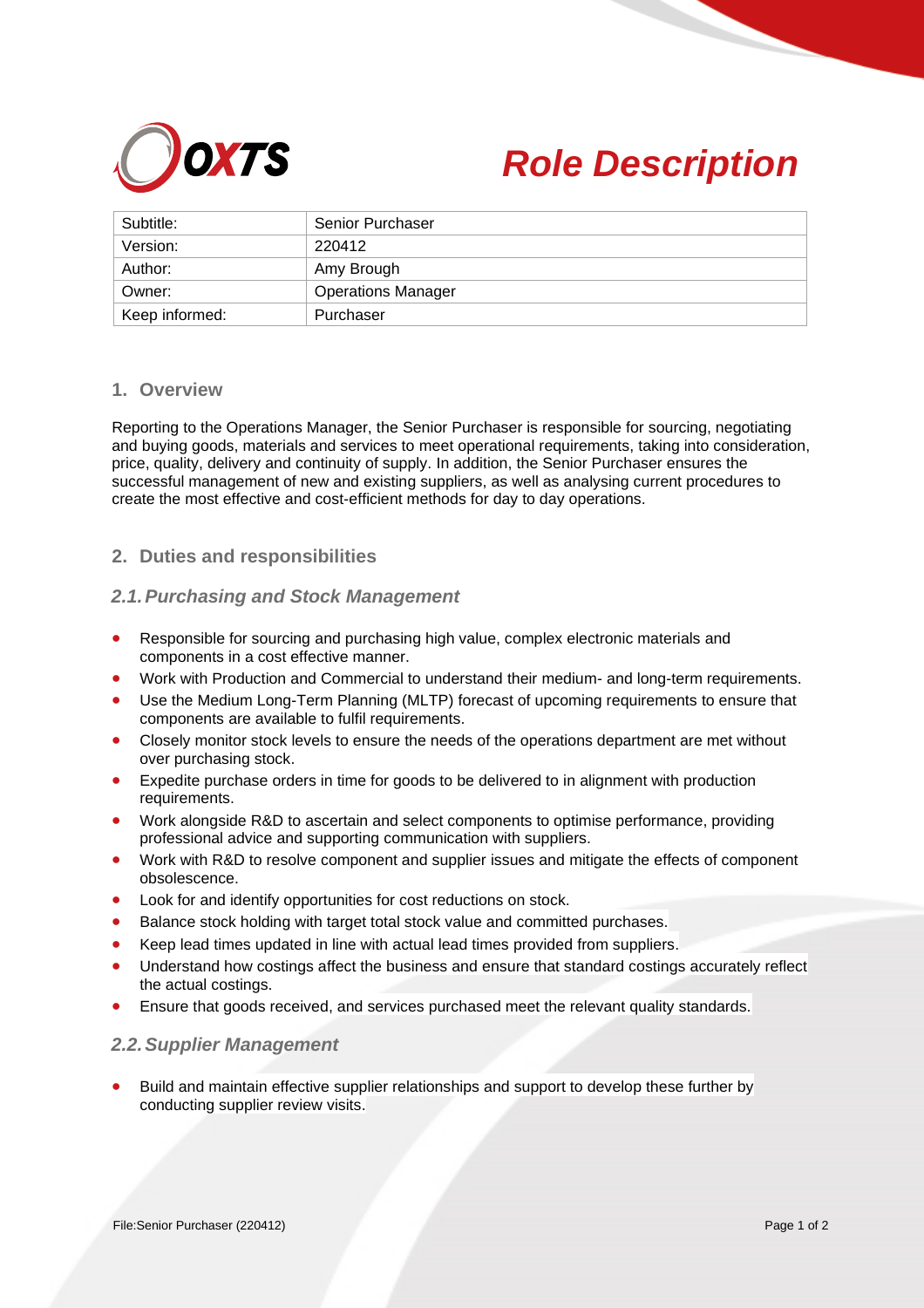# Role Description

| Subtitle: | Senior Purchaser |
| --- | --- |
| Version: | 220412 |
| Author: | Amy Brough |
| Owner: | Operations Manager |
| Keep informed: | Purchaser |

## 1. Overview

Reporting to the Operations Manager, the Senior Purchaser is responsible for sourcing, negotiating and buying goods, materials and services to meet operational requirements, taking into consideration, price, quality, delivery and continuity of supply. In addition, the Senior Purchaser ensures the successful management of new and existing suppliers, as well as analysing current procedures to create the most effective and cost-efficient methods for day to day operations.

## 2. Duties and responsibilities

### *2.1. Purchasing and Stock Management*

- Responsible for sourcing and purchasing high value, complex electronic materials and components in a cost effective manner.
- Work with Production and Commercial to understand their medium- and long-term requirements.
- Use the Medium Long-Term Planning (MLTP) forecast of upcoming requirements to ensure that components are available to fulfil requirements.
- Closely monitor stock levels to ensure the needs of the operations department are met without over purchasing stock.
- Expedite purchase orders in time for goods to be delivered to in alignment with production requirements.
- Work alongside R&D to ascertain and select components to optimise performance, providing professional advice and supporting communication with suppliers.
- Work with R&D to resolve component and supplier issues and mitigate the effects of component obsolescence.
- Look for and identify opportunities for cost reductions on stock.
- Balance stock holding with target total stock value and committed purchases.
- Keep lead times updated in line with actual lead times provided from suppliers.
- Understand how costings affect the business and ensure that standard costings accurately reflect the actual costings.
- Ensure that goods received, and services purchased meet the relevant quality standards.

### *2.2. Supplier Management*

- Build and maintain effective supplier relationships and support to develop these further by conducting supplier review visits.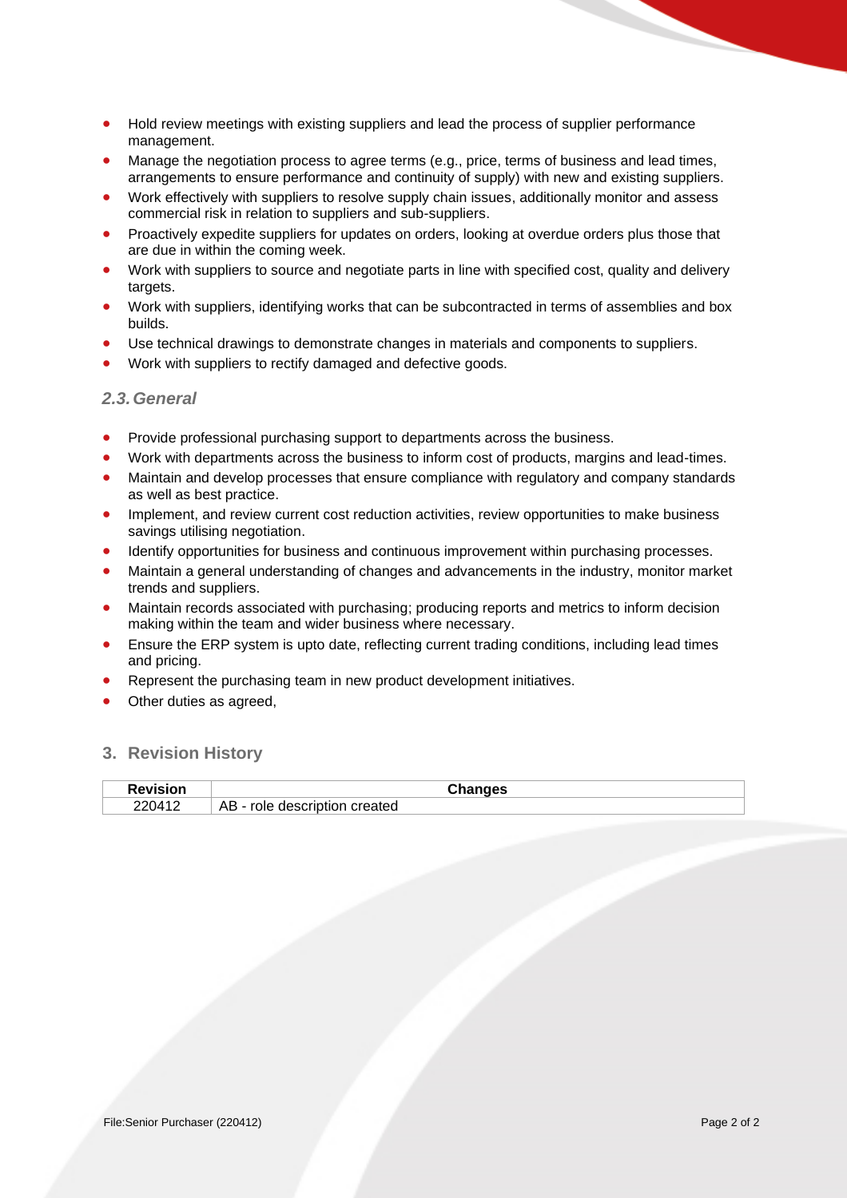- Hold review meetings with existing suppliers and lead the process of supplier performance management.
- Manage the negotiation process to agree terms (e.g., price, terms of business and lead times, arrangements to ensure performance and continuity of supply) with new and existing suppliers.
- Work effectively with suppliers to resolve supply chain issues, additionally monitor and assess commercial risk in relation to suppliers and sub-suppliers.
- Proactively expedite suppliers for updates on orders, looking at overdue orders plus those that are due in within the coming week.
- Work with suppliers to source and negotiate parts in line with specified cost, quality and delivery targets.
- Work with suppliers, identifying works that can be subcontracted in terms of assemblies and box builds.
- Use technical drawings to demonstrate changes in materials and components to suppliers.
- Work with suppliers to rectify damaged and defective goods.

### *2.3. General*

- Provide professional purchasing support to departments across the business.
- Work with departments across the business to inform cost of products, margins and lead-times.
- Maintain and develop processes that ensure compliance with regulatory and company standards as well as best practice.
- Implement, and review current cost reduction activities, review opportunities to make business savings utilising negotiation.
- Identify opportunities for business and continuous improvement within purchasing processes.
- Maintain a general understanding of changes and advancements in the industry, monitor market trends and suppliers.
- Maintain records associated with purchasing; producing reports and metrics to inform decision making within the team and wider business where necessary.
- Ensure the ERP system is upto date, reflecting current trading conditions, including lead times and pricing.
- Represent the purchasing team in new product development initiatives.
- Other duties as agreed,

## 3. Revision History

| Revision | Changes |
|---|---|
| 220412 | AB - role description created |